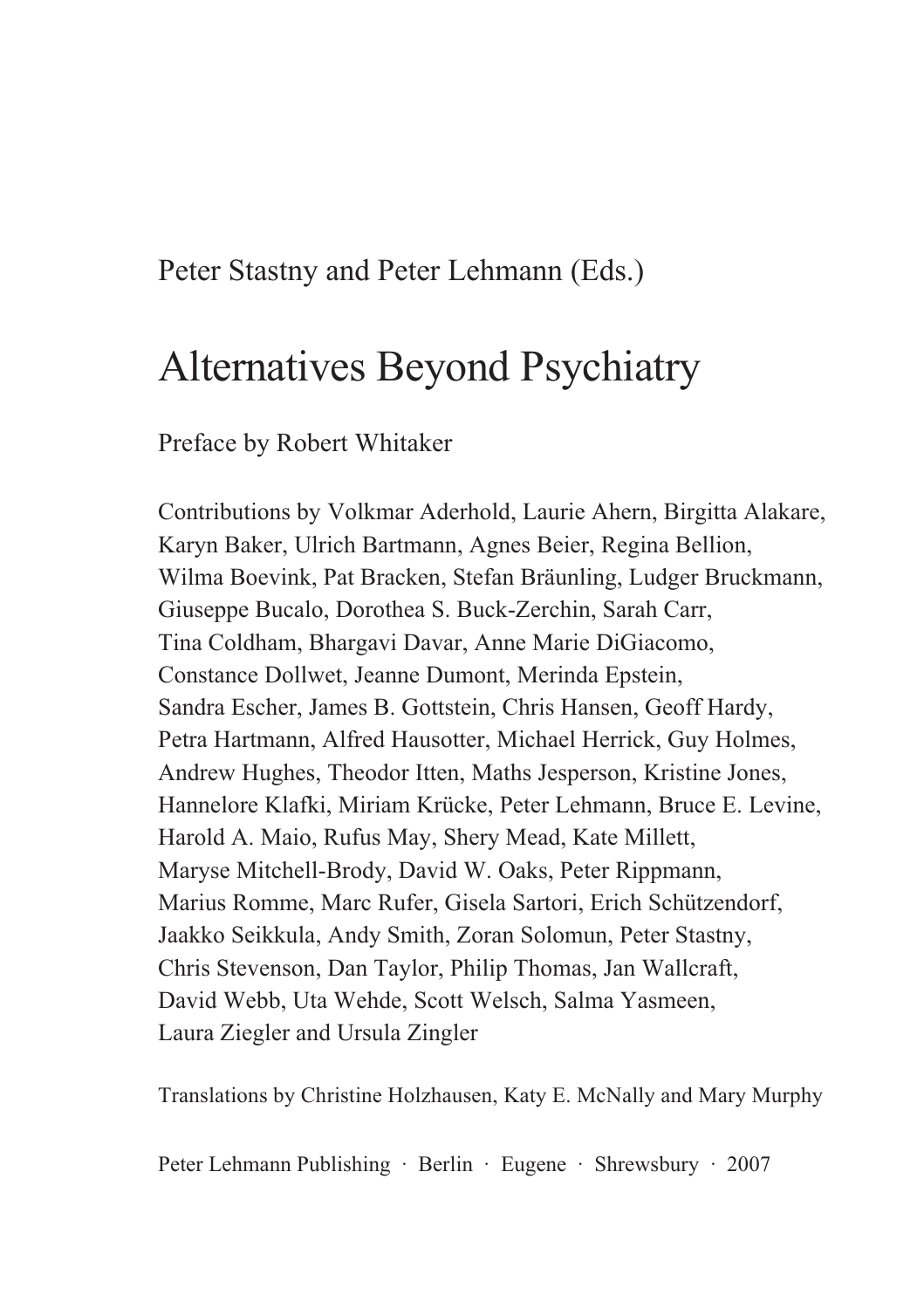Peter Stastny and Peter Lehmann (Eds.)

# Alternatives Beyond Psychiatry

Preface by Robert Whitaker

Contributions by Volkmar Aderhold, Laurie Ahern, Birgitta Alakare, Karyn Baker, Ulrich Bartmann, Agnes Beier, Regina Bellion, Wilma Boevink, Pat Bracken, Stefan Bräunling, Ludger Bruckmann, Giuseppe Bucalo, Dorothea S. Buck-Zerchin, Sarah Carr, Tina Coldham, Bhargavi Davar, Anne Marie DiGiacomo, Constance Dollwet, Jeanne Dumont, Merinda Epstein, Sandra Escher, James B. Gottstein, Chris Hansen, Geoff Hardy, Petra Hartmann, Alfred Hausotter, Michael Herrick, Guy Holmes, Andrew Hughes, Theodor Itten, Maths Jesperson, Kristine Jones, Hannelore Klafki, Miriam Krücke, Peter Lehmann, Bruce E. Levine, Harold A. Maio, Rufus May, Shery Mead, Kate Millett, Maryse Mitchell-Brody, David W. Oaks, Peter Rippmann, Marius Romme, Marc Rufer, Gisela Sartori, Erich Schützendorf, Jaakko Seikkula, Andy Smith, Zoran Solomun, Peter Stastny, Chris Stevenson, Dan Taylor, Philip Thomas, Jan Wallcraft, David Webb, Uta Wehde, Scott Welsch, Salma Yasmeen, Laura Ziegler and Ursula Zingler

Translations by Christine Holzhausen, Katy E. McNally and Mary Murphy

Peter Lehmann Publishing · Berlin · Eugene · Shrewsbury · 2007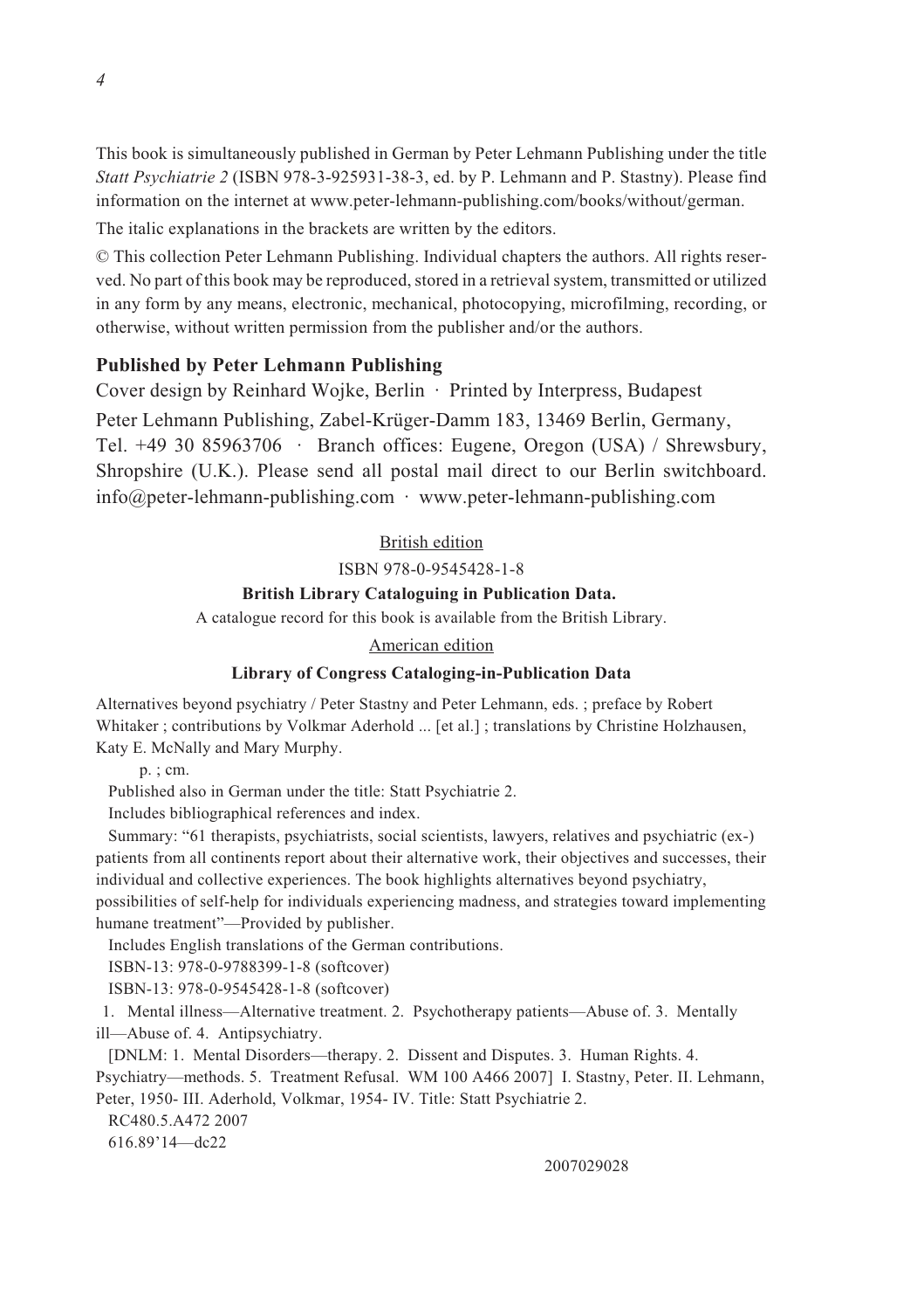This book is simultaneously published in German by Peter Lehmann Publishing under the title *Statt Psychiatrie 2* (ISBN 978-3-925931-38-3, ed. by P. Lehmann and P. Stastny). Please find information on the internet at www.peter-lehmann-publishing.com/books/without/german.

The italic explanations in the brackets are written by the editors.

© This collection Peter Lehmann Publishing. Individual chapters the authors. All rights reserved. No part of this book may be reproduced, stored in a retrieval system, transmitted or utilized in any form by any means, electronic, mechanical, photocopying, microfilming, recording, or otherwise, without written permission from the publisher and/or the authors.

**Published by Peter Lehmann Publishing**

Cover design by Reinhard Wojke, Berlin · Printed by Interpress, Budapest

Peter Lehmann Publishing, Zabel-Krüger-Damm 183, 13469 Berlin, Germany, Tel. +49 30 85963706 · Branch offices: Eugene, Oregon (USA) / Shrewsbury, Shropshire (U.K.). Please send all postal mail direct to our Berlin switchboard. info@peter-lehmann-publishing.com · www.peter-lehmann-publishing.com

British edition

ISBN 978-0-9545428-1-8

**British Library Cataloguing in Publication Data.**

A catalogue record for this book is available from the British Library.

American edition

**Library of Congress Cataloging-in-Publication Data**

Alternatives beyond psychiatry / Peter Stastny and Peter Lehmann, eds. ; preface by Robert Whitaker ; contributions by Volkmar Aderhold ... [et al.] ; translations by Christine Holzhausen, Katy E. McNally and Mary Murphy.

p. ; cm.

Published also in German under the title: Statt Psychiatrie 2.

Includes bibliographical references and index.

Summary: "61 therapists, psychiatrists, social scientists, lawyers, relatives and psychiatric (ex-) patients from all continents report about their alternative work, their objectives and successes, their individual and collective experiences. The book highlights alternatives beyond psychiatry, possibilities of self-help for individuals experiencing madness, and strategies toward implementing humane treatment"—Provided by publisher.

Includes English translations of the German contributions.

ISBN-13: 978-0-9788399-1-8 (softcover)

ISBN-13: 978-0-9545428-1-8 (softcover)

1. Mental illness—Alternative treatment. 2. Psychotherapy patients—Abuse of. 3. Mentally ill—Abuse of. 4. Antipsychiatry.

[DNLM: 1. Mental Disorders—therapy. 2. Dissent and Disputes. 3. Human Rights. 4. Psychiatry—methods. 5. Treatment Refusal. WM 100 A466 2007] I. Stastny, Peter. II. Lehmann, Peter, 1950- III. Aderhold, Volkmar, 1954- IV. Title: Statt Psychiatrie 2.

RC480.5.A472 2007

616.89'14—dc22

2007029028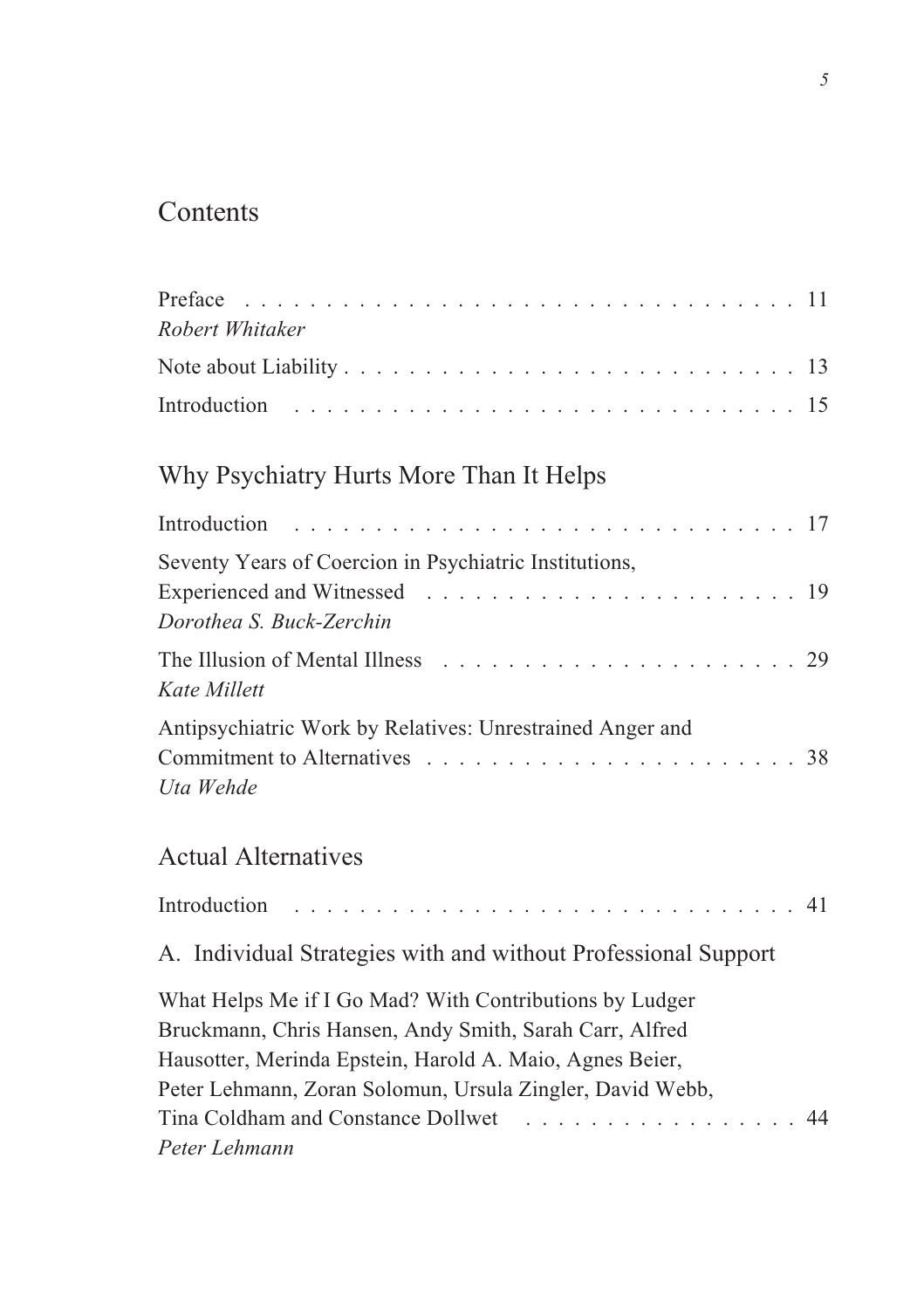# Contents

Preface . . . . . . . . . . . . . . . . . . . . . . . . . . . . . . . . . 11
*Robert Whitaker*

Note about Liability . . . . . . . . . . . . . . . . . . . . . . . . . . . 13

Introduction . . . . . . . . . . . . . . . . . . . . . . . . . . . . . . . 15

## Why Psychiatry Hurts More Than It Helps

Introduction . . . . . . . . . . . . . . . . . . . . . . . . . . . . . . . 17

Seventy Years of Coercion in Psychiatric Institutions, Experienced and Witnessed . . . . . . . . . . . . . . . . . . . . . . 19
*Dorothea S. Buck-Zerchin*

The Illusion of Mental Illness . . . . . . . . . . . . . . . . . . . . . . 29
*Kate Millett*

Antipsychiatric Work by Relatives: Unrestrained Anger and Commitment to Alternatives . . . . . . . . . . . . . . . . . . . . . . 38
*Uta Wehde*

## Actual Alternatives

Introduction . . . . . . . . . . . . . . . . . . . . . . . . . . . . . . . 41

### A. Individual Strategies with and without Professional Support

What Helps Me if I Go Mad? With Contributions by Ludger Bruckmann, Chris Hansen, Andy Smith, Sarah Carr, Alfred Hausotter, Merinda Epstein, Harold A. Maio, Agnes Beier, Peter Lehmann, Zoran Solomun, Ursula Zingler, David Webb, Tina Coldham and Constance Dollwet . . . . . . . . . . . . . . . . . 44
*Peter Lehmann*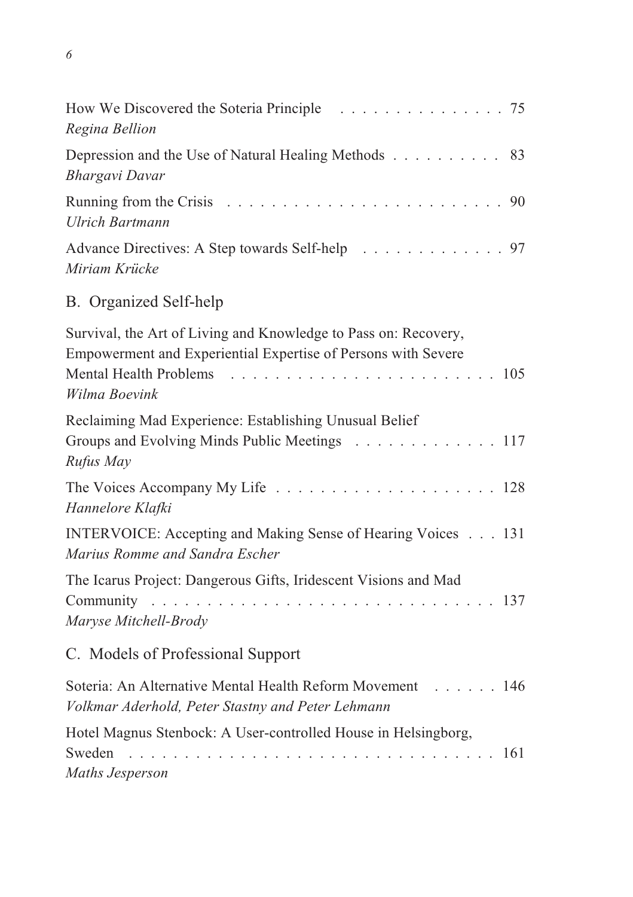How We Discovered the Soteria Principle . . . . . . . . . . . . . . . 75
*Regina Bellion*

Depression and the Use of Natural Healing Methods . . . . . . . . . . 83
*Bhargavi Davar*

Running from the Crisis . . . . . . . . . . . . . . . . . . . . . . . . 90
*Ulrich Bartmann*

Advance Directives: A Step towards Self-help . . . . . . . . . . . . . 97
*Miriam Krücke*

## B. Organized Self-help

Survival, the Art of Living and Knowledge to Pass on: Recovery, Empowerment and Experiential Expertise of Persons with Severe Mental Health Problems . . . . . . . . . . . . . . . . . . . . . . . 105
*Wilma Boevink*

Reclaiming Mad Experience: Establishing Unusual Belief Groups and Evolving Minds Public Meetings . . . . . . . . . . . . . 117
*Rufus May*

The Voices Accompany My Life . . . . . . . . . . . . . . . . . . . . 128
*Hannelore Klafki*

INTERVOICE: Accepting and Making Sense of Hearing Voices . . . 131
*Marius Romme and Sandra Escher*

The Icarus Project: Dangerous Gifts, Iridescent Visions and Mad Community . . . . . . . . . . . . . . . . . . . . . . . . . . . . . 137
*Maryse Mitchell-Brody*

## C. Models of Professional Support

Soteria: An Alternative Mental Health Reform Movement . . . . . . 146
*Volkmar Aderhold, Peter Stastny and Peter Lehmann*

Hotel Magnus Stenbock: A User-controlled House in Helsingborg, Sweden . . . . . . . . . . . . . . . . . . . . . . . . . . . . . . . 161
*Maths Jesperson*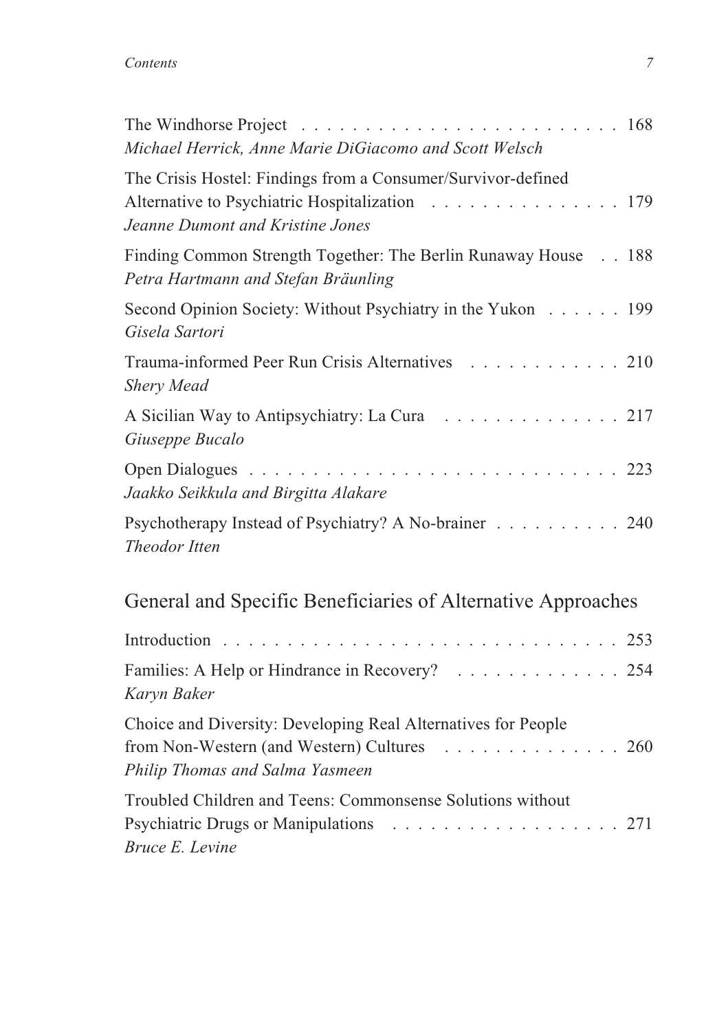The Windhorse Project . . . . . . . . . . . . . . . . . . . . . . . . 168
*Michael Herrick, Anne Marie DiGiacomo and Scott Welsch*

The Crisis Hostel: Findings from a Consumer/Survivor-defined Alternative to Psychiatric Hospitalization . . . . . . . . . . . . . . 179
*Jeanne Dumont and Kristine Jones*

Finding Common Strength Together: The Berlin Runaway House . . 188
*Petra Hartmann and Stefan Bräunling*

Second Opinion Society: Without Psychiatry in the Yukon . . . . . . 199
*Gisela Sartori*

Trauma-informed Peer Run Crisis Alternatives . . . . . . . . . . . . 210
*Shery Mead*

A Sicilian Way to Antipsychiatry: La Cura . . . . . . . . . . . . . . 217
*Giuseppe Bucalo*

Open Dialogues . . . . . . . . . . . . . . . . . . . . . . . . . . . . 223
*Jaakko Seikkula and Birgitta Alakare*

Psychotherapy Instead of Psychiatry? A No-brainer . . . . . . . . . . 240
*Theodor Itten*

## General and Specific Beneficiaries of Alternative Approaches

Introduction . . . . . . . . . . . . . . . . . . . . . . . . . . . . . 253

Families: A Help or Hindrance in Recovery? . . . . . . . . . . . . . 254
*Karyn Baker*

Choice and Diversity: Developing Real Alternatives for People from Non-Western (and Western) Cultures . . . . . . . . . . . . . . 260
*Philip Thomas and Salma Yasmeen*

Troubled Children and Teens: Commonsense Solutions without Psychiatric Drugs or Manipulations . . . . . . . . . . . . . . . . . . 271
*Bruce E. Levine*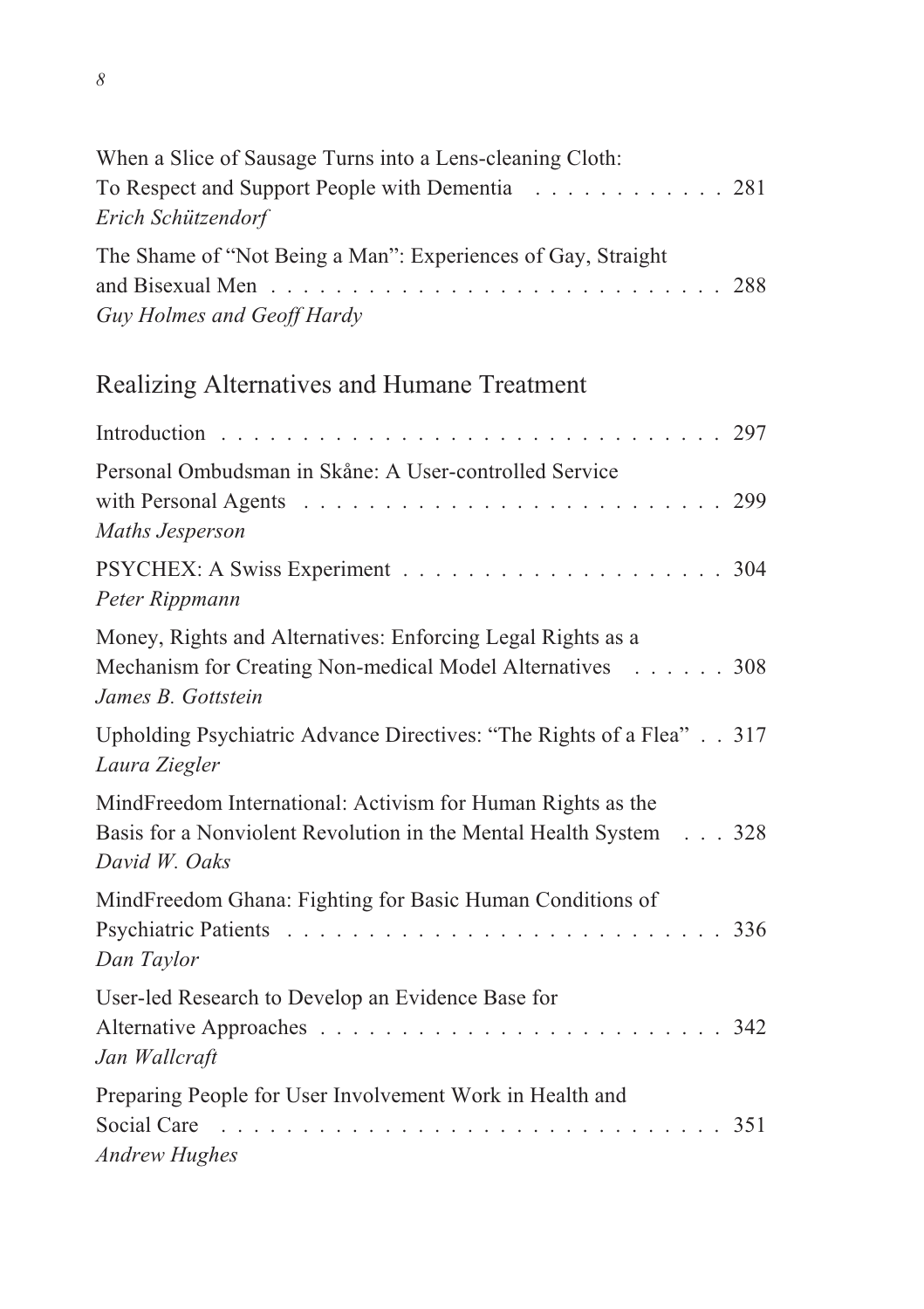When a Slice of Sausage Turns into a Lens-cleaning Cloth: To Respect and Support People with Dementia . . . . . . . . . . . . 281
*Erich Schützendorf*

The Shame of "Not Being a Man": Experiences of Gay, Straight and Bisexual Men . . . . . . . . . . . . . . . . . . . . . . . . . . . . 288
*Guy Holmes and Geoff Hardy*

## Realizing Alternatives and Humane Treatment

Introduction . . . . . . . . . . . . . . . . . . . . . . . . . . . . . . . 297

Personal Ombudsman in Skåne: A User-controlled Service with Personal Agents . . . . . . . . . . . . . . . . . . . . . . . . . . 299
*Maths Jesperson*

PSYCHEX: A Swiss Experiment . . . . . . . . . . . . . . . . . . . . 304
*Peter Rippmann*

Money, Rights and Alternatives: Enforcing Legal Rights as a Mechanism for Creating Non-medical Model Alternatives . . . . . . 308
*James B. Gottstein*

Upholding Psychiatric Advance Directives: "The Rights of a Flea" . . 317
*Laura Ziegler*

MindFreedom International: Activism for Human Rights as the Basis for a Nonviolent Revolution in the Mental Health System . . . 328
*David W. Oaks*

MindFreedom Ghana: Fighting for Basic Human Conditions of Psychiatric Patients . . . . . . . . . . . . . . . . . . . . . . . . . . 336
*Dan Taylor*

User-led Research to Develop an Evidence Base for Alternative Approaches . . . . . . . . . . . . . . . . . . . . . . . . . 342
*Jan Wallcraft*

Preparing People for User Involvement Work in Health and Social Care . . . . . . . . . . . . . . . . . . . . . . . . . . . . . . . 351
*Andrew Hughes*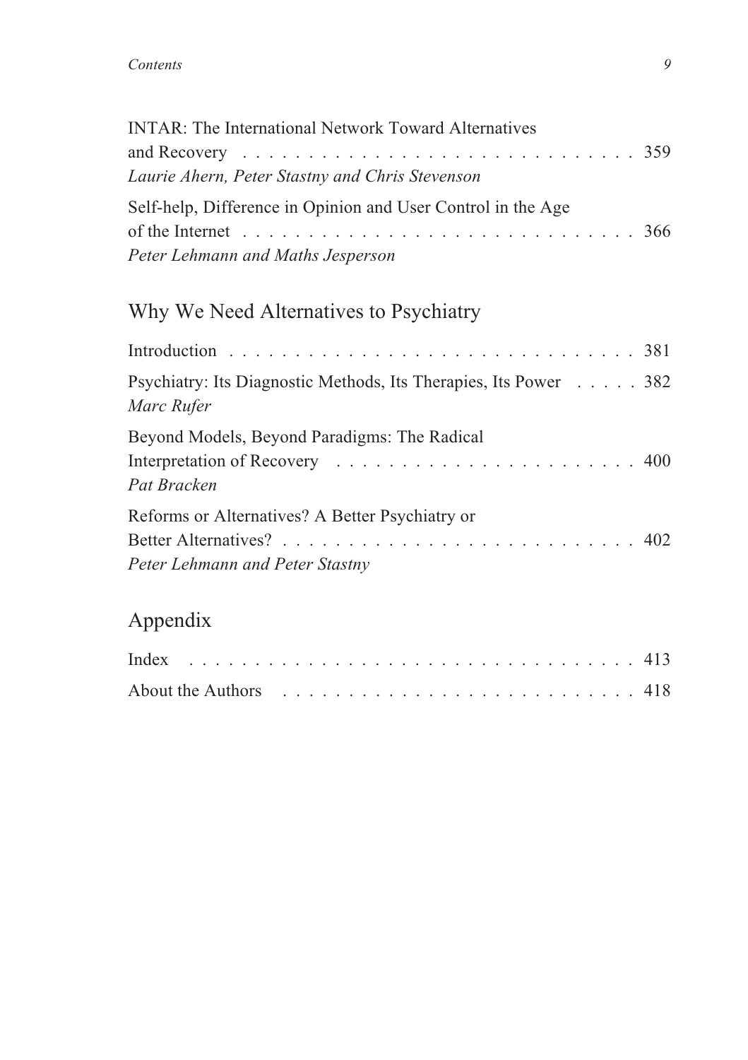INTAR: The International Network Toward Alternatives and Recovery . . . . . . . . . . . . . . . . . . . . . . . . . . . . . . . 359
*Laurie Ahern, Peter Stastny and Chris Stevenson*

Self-help, Difference in Opinion and User Control in the Age of the Internet . . . . . . . . . . . . . . . . . . . . . . . . . . . . . . . 366
*Peter Lehmann and Maths Jesperson*

## Why We Need Alternatives to Psychiatry

Introduction . . . . . . . . . . . . . . . . . . . . . . . . . . . . . . . 381

Psychiatry: Its Diagnostic Methods, Its Therapies, Its Power . . . . . 382
*Marc Rufer*

Beyond Models, Beyond Paradigms: The Radical Interpretation of Recovery . . . . . . . . . . . . . . . . . . . . . . . 400
*Pat Bracken*

Reforms or Alternatives? A Better Psychiatry or Better Alternatives? . . . . . . . . . . . . . . . . . . . . . . . . . . 402
*Peter Lehmann and Peter Stastny*

## Appendix

Index . . . . . . . . . . . . . . . . . . . . . . . . . . . . . . . . . 413

About the Authors . . . . . . . . . . . . . . . . . . . . . . . . . . 418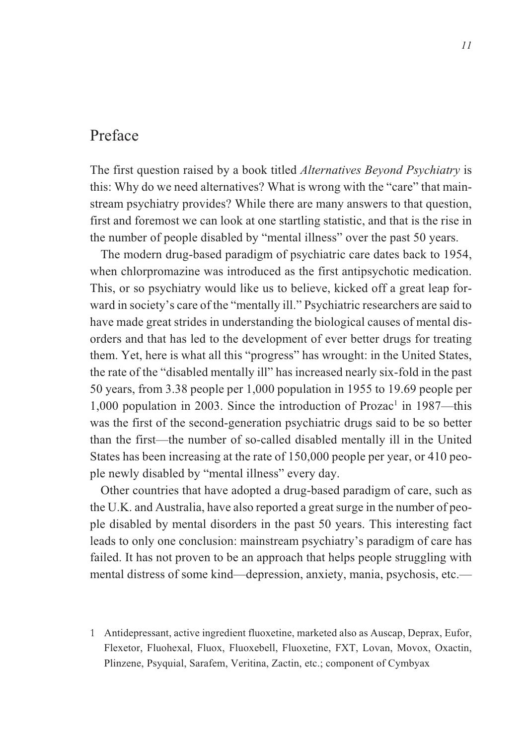# Preface

The first question raised by a book titled *Alternatives Beyond Psychiatry* is this: Why do we need alternatives? What is wrong with the "care" that mainstream psychiatry provides? While there are many answers to that question, first and foremost we can look at one startling statistic, and that is the rise in the number of people disabled by "mental illness" over the past 50 years.

The modern drug-based paradigm of psychiatric care dates back to 1954, when chlorpromazine was introduced as the first antipsychotic medication. This, or so psychiatry would like us to believe, kicked off a great leap forward in society's care of the "mentally ill." Psychiatric researchers are said to have made great strides in understanding the biological causes of mental disorders and that has led to the development of ever better drugs for treating them. Yet, here is what all this "progress" has wrought: in the United States, the rate of the "disabled mentally ill" has increased nearly six-fold in the past 50 years, from 3.38 people per 1,000 population in 1955 to 19.69 people per 1,000 population in 2003. Since the introduction of Prozac[1] in 1987—this was the first of the second-generation psychiatric drugs said to be so better than the first—the number of so-called disabled mentally ill in the United States has been increasing at the rate of 150,000 people per year, or 410 people newly disabled by "mental illness" every day.

Other countries that have adopted a drug-based paradigm of care, such as the U.K. and Australia, have also reported a great surge in the number of people disabled by mental disorders in the past 50 years. This interesting fact leads to only one conclusion: mainstream psychiatry's paradigm of care has failed. It has not proven to be an approach that helps people struggling with mental distress of some kind—depression, anxiety, mania, psychosis, etc.—

1 Antidepressant, active ingredient fluoxetine, marketed also as Auscap, Deprax, Eufor, Flexetor, Fluohexal, Fluox, Fluoxebell, Fluoxetine, FXT, Lovan, Movox, Oxactin, Plinzene, Psyquial, Sarafem, Veritina, Zactin, etc.; component of Cymbyax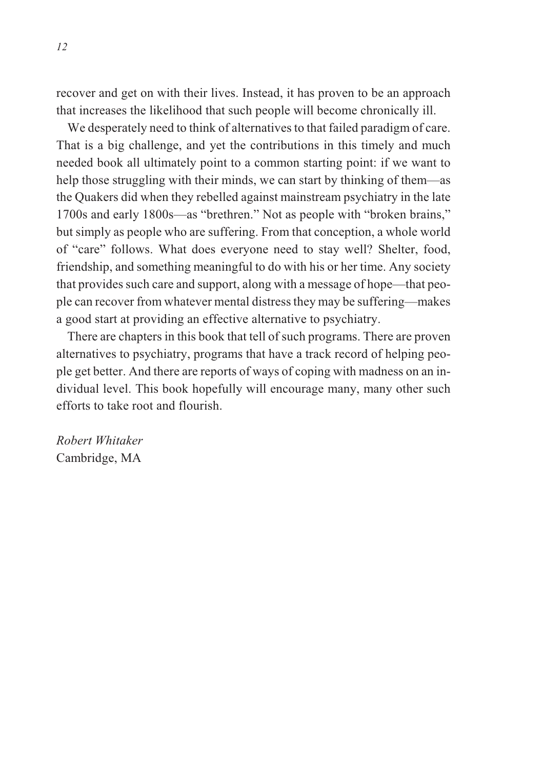recover and get on with their lives. Instead, it has proven to be an approach that increases the likelihood that such people will become chronically ill.

We desperately need to think of alternatives to that failed paradigm of care. That is a big challenge, and yet the contributions in this timely and much needed book all ultimately point to a common starting point: if we want to help those struggling with their minds, we can start by thinking of them—as the Quakers did when they rebelled against mainstream psychiatry in the late 1700s and early 1800s—as "brethren." Not as people with "broken brains," but simply as people who are suffering. From that conception, a whole world of "care" follows. What does everyone need to stay well? Shelter, food, friendship, and something meaningful to do with his or her time. Any society that provides such care and support, along with a message of hope—that people can recover from whatever mental distress they may be suffering—makes a good start at providing an effective alternative to psychiatry.

There are chapters in this book that tell of such programs. There are proven alternatives to psychiatry, programs that have a track record of helping people get better. And there are reports of ways of coping with madness on an individual level. This book hopefully will encourage many, many other such efforts to take root and flourish.

*Robert Whitaker*
Cambridge, MA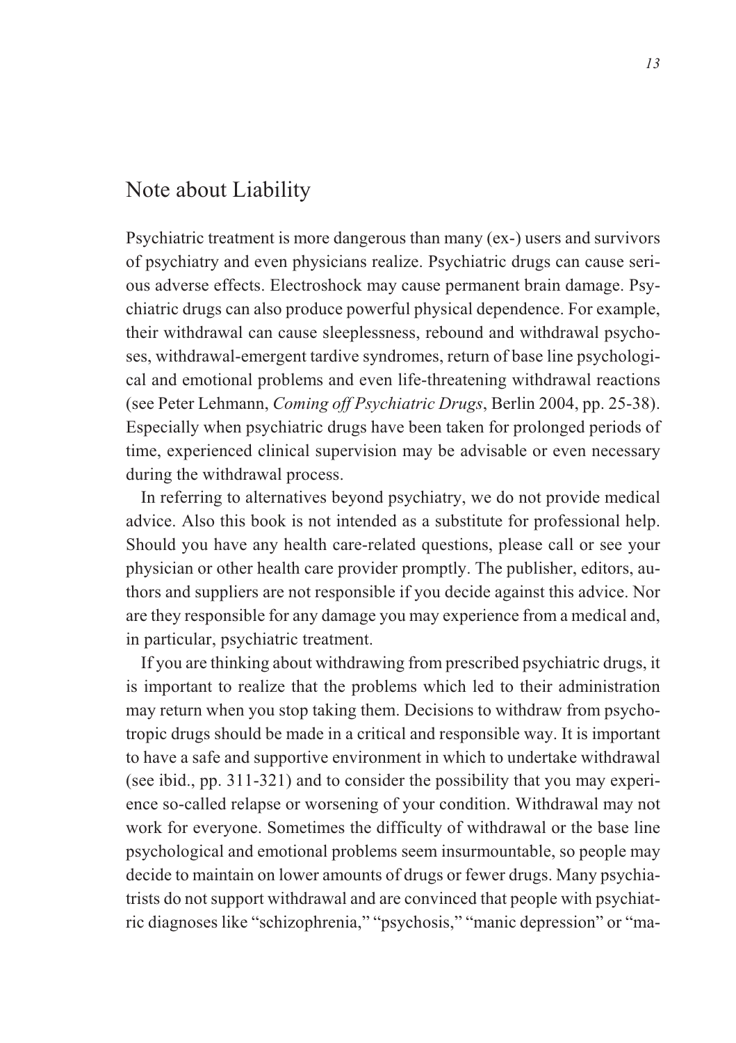## Note about Liability

Psychiatric treatment is more dangerous than many (ex-) users and survivors of psychiatry and even physicians realize. Psychiatric drugs can cause serious adverse effects. Electroshock may cause permanent brain damage. Psychiatric drugs can also produce powerful physical dependence. For example, their withdrawal can cause sleeplessness, rebound and withdrawal psychoses, withdrawal-emergent tardive syndromes, return of base line psychological and emotional problems and even life-threatening withdrawal reactions (see Peter Lehmann, *Coming off Psychiatric Drugs*, Berlin 2004, pp. 25-38). Especially when psychiatric drugs have been taken for prolonged periods of time, experienced clinical supervision may be advisable or even necessary during the withdrawal process.

In referring to alternatives beyond psychiatry, we do not provide medical advice. Also this book is not intended as a substitute for professional help. Should you have any health care-related questions, please call or see your physician or other health care provider promptly. The publisher, editors, authors and suppliers are not responsible if you decide against this advice. Nor are they responsible for any damage you may experience from a medical and, in particular, psychiatric treatment.

If you are thinking about withdrawing from prescribed psychiatric drugs, it is important to realize that the problems which led to their administration may return when you stop taking them. Decisions to withdraw from psychotropic drugs should be made in a critical and responsible way. It is important to have a safe and supportive environment in which to undertake withdrawal (see ibid., pp. 311-321) and to consider the possibility that you may experience so-called relapse or worsening of your condition. Withdrawal may not work for everyone. Sometimes the difficulty of withdrawal or the base line psychological and emotional problems seem insurmountable, so people may decide to maintain on lower amounts of drugs or fewer drugs. Many psychiatrists do not support withdrawal and are convinced that people with psychiatric diagnoses like "schizophrenia," "psychosis," "manic depression" or "ma-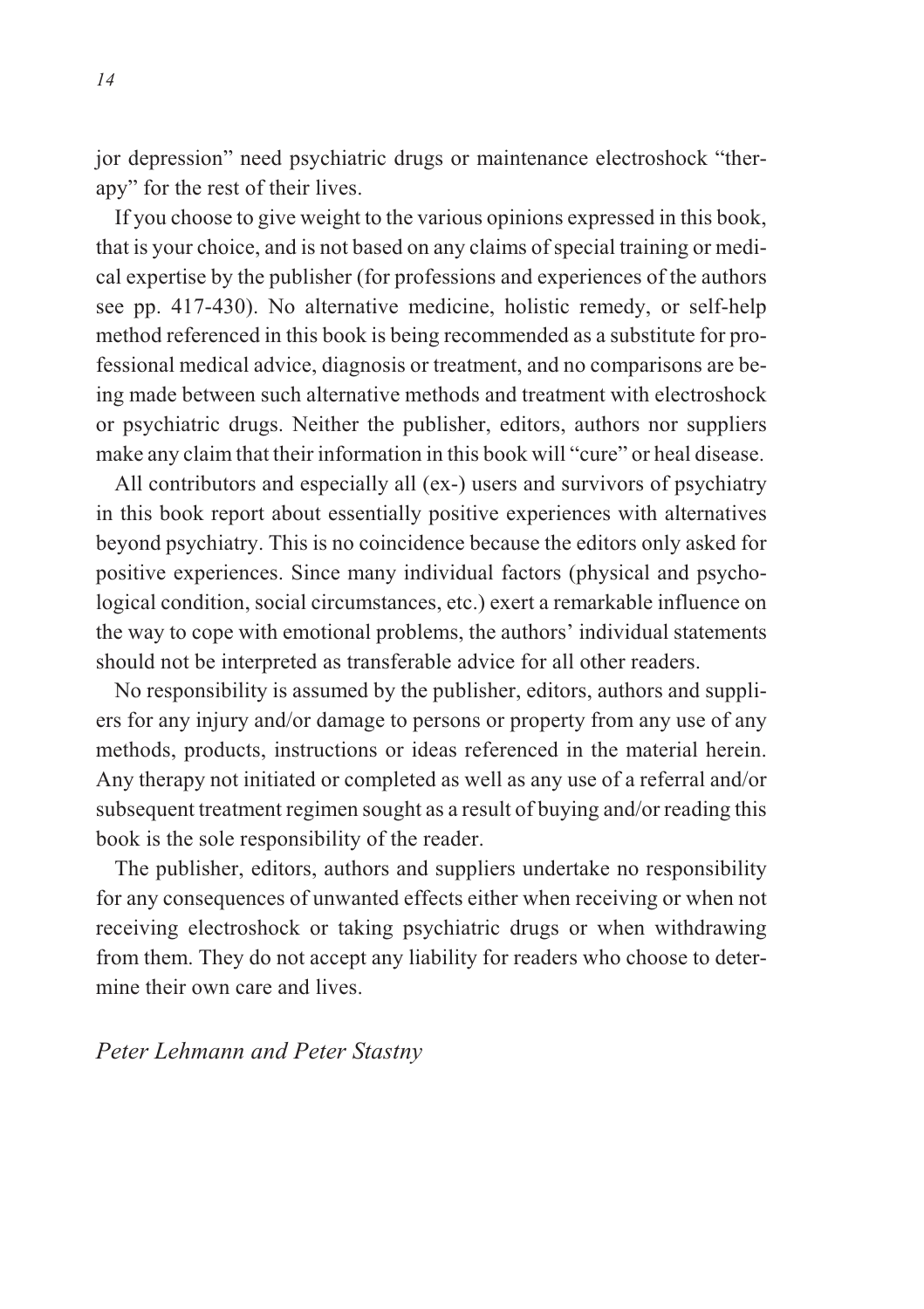jor depression" need psychiatric drugs or maintenance electroshock "therapy" for the rest of their lives.

If you choose to give weight to the various opinions expressed in this book, that is your choice, and is not based on any claims of special training or medical expertise by the publisher (for professions and experiences of the authors see pp. 417-430). No alternative medicine, holistic remedy, or self-help method referenced in this book is being recommended as a substitute for professional medical advice, diagnosis or treatment, and no comparisons are being made between such alternative methods and treatment with electroshock or psychiatric drugs. Neither the publisher, editors, authors nor suppliers make any claim that their information in this book will "cure" or heal disease.

All contributors and especially all (ex-) users and survivors of psychiatry in this book report about essentially positive experiences with alternatives beyond psychiatry. This is no coincidence because the editors only asked for positive experiences. Since many individual factors (physical and psychological condition, social circumstances, etc.) exert a remarkable influence on the way to cope with emotional problems, the authors' individual statements should not be interpreted as transferable advice for all other readers.

No responsibility is assumed by the publisher, editors, authors and suppliers for any injury and/or damage to persons or property from any use of any methods, products, instructions or ideas referenced in the material herein. Any therapy not initiated or completed as well as any use of a referral and/or subsequent treatment regimen sought as a result of buying and/or reading this book is the sole responsibility of the reader.

The publisher, editors, authors and suppliers undertake no responsibility for any consequences of unwanted effects either when receiving or when not receiving electroshock or taking psychiatric drugs or when withdrawing from them. They do not accept any liability for readers who choose to determine their own care and lives.

*Peter Lehmann and Peter Stastny*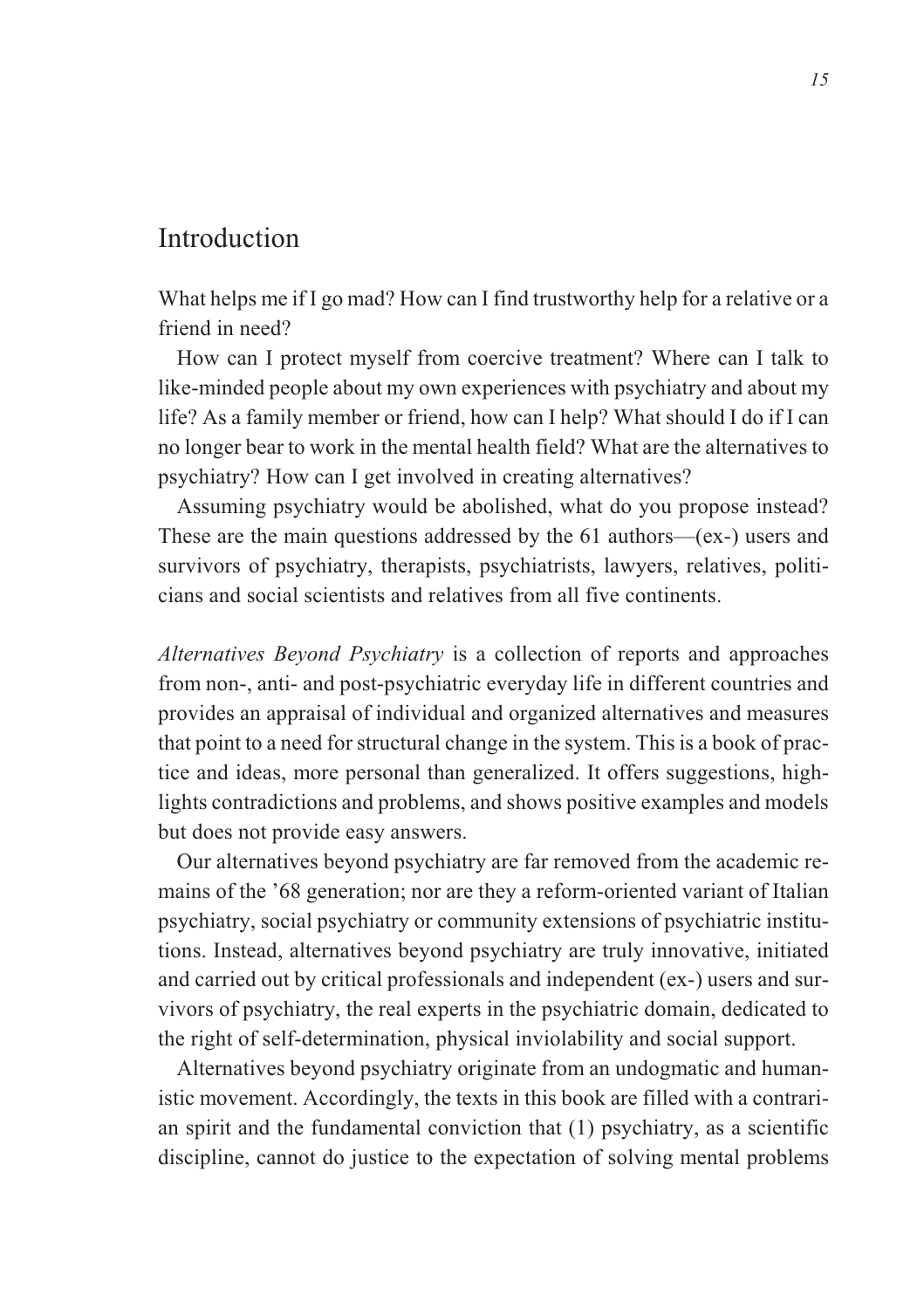# Introduction

What helps me if I go mad? How can I find trustworthy help for a relative or a friend in need?

How can I protect myself from coercive treatment? Where can I talk to like-minded people about my own experiences with psychiatry and about my life? As a family member or friend, how can I help? What should I do if I can no longer bear to work in the mental health field? What are the alternatives to psychiatry? How can I get involved in creating alternatives?

Assuming psychiatry would be abolished, what do you propose instead? These are the main questions addressed by the 61 authors—(ex-) users and survivors of psychiatry, therapists, psychiatrists, lawyers, relatives, politicians and social scientists and relatives from all five continents.

*Alternatives Beyond Psychiatry* is a collection of reports and approaches from non-, anti- and post-psychiatric everyday life in different countries and provides an appraisal of individual and organized alternatives and measures that point to a need for structural change in the system. This is a book of practice and ideas, more personal than generalized. It offers suggestions, highlights contradictions and problems, and shows positive examples and models but does not provide easy answers.

Our alternatives beyond psychiatry are far removed from the academic remains of the '68 generation; nor are they a reform-oriented variant of Italian psychiatry, social psychiatry or community extensions of psychiatric institutions. Instead, alternatives beyond psychiatry are truly innovative, initiated and carried out by critical professionals and independent (ex-) users and survivors of psychiatry, the real experts in the psychiatric domain, dedicated to the right of self-determination, physical inviolability and social support.

Alternatives beyond psychiatry originate from an undogmatic and humanistic movement. Accordingly, the texts in this book are filled with a contrarian spirit and the fundamental conviction that (1) psychiatry, as a scientific discipline, cannot do justice to the expectation of solving mental problems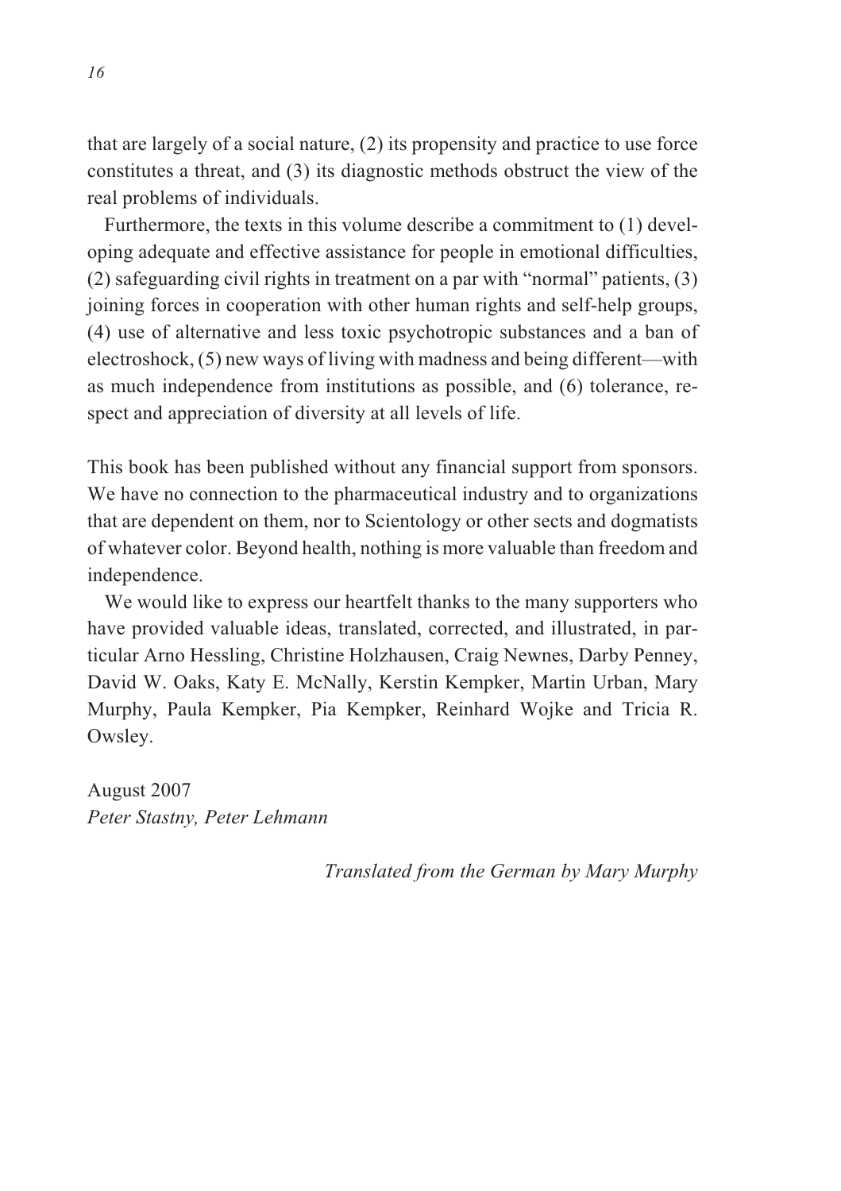that are largely of a social nature, (2) its propensity and practice to use force constitutes a threat, and (3) its diagnostic methods obstruct the view of the real problems of individuals.

Furthermore, the texts in this volume describe a commitment to (1) developing adequate and effective assistance for people in emotional difficulties, (2) safeguarding civil rights in treatment on a par with "normal" patients, (3) joining forces in cooperation with other human rights and self-help groups, (4) use of alternative and less toxic psychotropic substances and a ban of electroshock, (5) new ways of living with madness and being different—with as much independence from institutions as possible, and (6) tolerance, respect and appreciation of diversity at all levels of life.

This book has been published without any financial support from sponsors. We have no connection to the pharmaceutical industry and to organizations that are dependent on them, nor to Scientology or other sects and dogmatists of whatever color. Beyond health, nothing is more valuable than freedom and independence.

We would like to express our heartfelt thanks to the many supporters who have provided valuable ideas, translated, corrected, and illustrated, in particular Arno Hessling, Christine Holzhausen, Craig Newnes, Darby Penney, David W. Oaks, Katy E. McNally, Kerstin Kempker, Martin Urban, Mary Murphy, Paula Kempker, Pia Kempker, Reinhard Wojke and Tricia R. Owsley.

August 2007
*Peter Stastny, Peter Lehmann*

*Translated from the German by Mary Murphy*